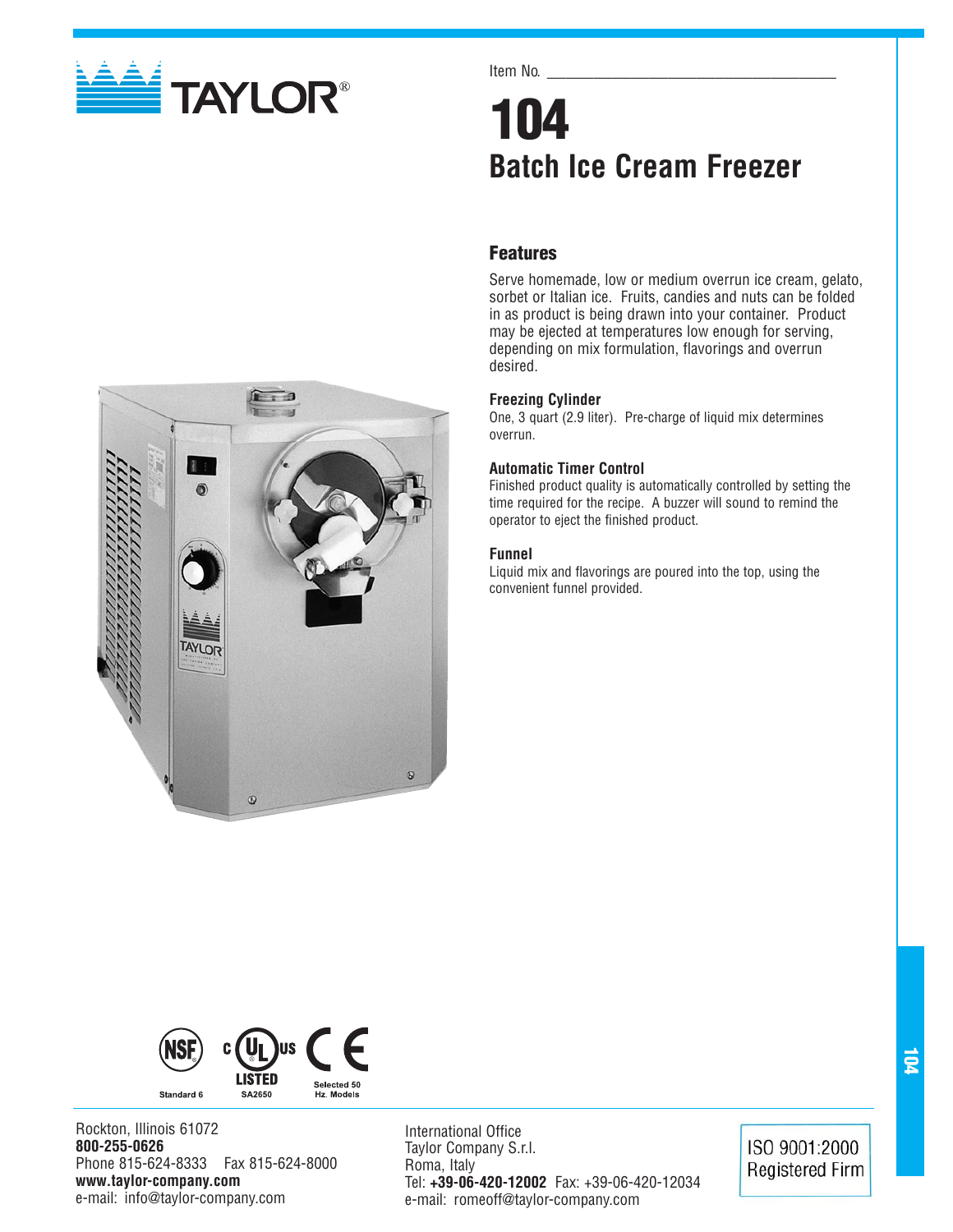Item No. ___________________________________

# 104

## Batch Ice Cream Freezer

### Features

Serve homemade, low or medium overrun ice cream, gelato, sorbet or Italian ice. Fruits, candies and nuts can be folded in as product is being drawn into your container. Product may be ejected at temperatures low enough for serving, depending on mix formulation, flavorings and overrun desired.

**Freezing Cylinder**

One, 3 quart (2.9 liter). Pre-charge of liquid mix determines overrun.

**Automatic Timer Control**

Finished product quality is automatically controlled by setting the time required for the recipe. A buzzer will sound to remind the operator to eject the finished product.

**Funnel**

Liquid mix and flavorings are poured into the top, using the convenient funnel provided.

Standard 6 — LISTED SA2650 — Selected 50 Hz. Models

Rockton, Illinois 61072
**800-255-0626**
Phone 815-624-8333 Fax 815-624-8000
**www.taylor-company.com**
e-mail: info@taylor-company.com

International Office
Taylor Company S.r.l.
Roma, Italy
Tel: **+39-06-420-12002** Fax: +39-06-420-12034
e-mail: romeoff@taylor-company.com

ISO 9001:2000
Registered Firm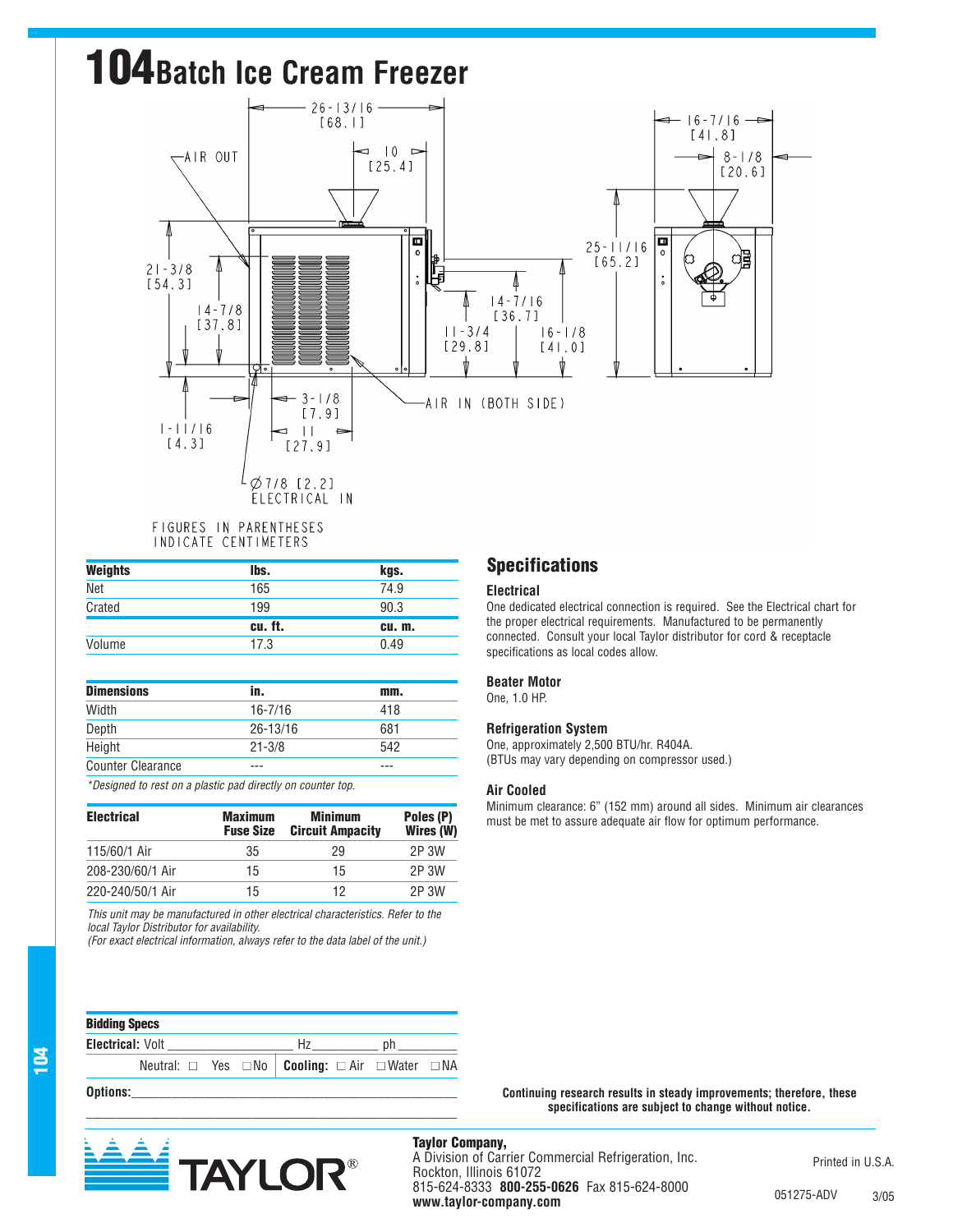# 104 Batch Ice Cream Freezer

26-13/16 [68.1]
10 [25.4]
AIR OUT
21-3/8 [54.3]
14-7/8 [37.8]
14-7/16 [36.7]
11-3/4 [29.8]
16-1/8 [41.0]
25-11/16 [65.2]
16-7/16 [41.8]
8-1/8 [20.6]
AIR IN (BOTH SIDE)
3-1/8 [7.9]
11 [27.9]
1-11/16 [4.3]
Ø7/8 [2.2] ELECTRICAL IN

FIGURES IN PARENTHESES INDICATE CENTIMETERS

| Weights | lbs. | kgs. |
|---|---|---|
| Net | 165 | 74.9 |
| Crated | 199 | 90.3 |
| | **cu. ft.** | **cu. m.** |
| Volume | 17.3 | 0.49 |

| Dimensions | in. | mm. |
|---|---|---|
| Width | 16-7/16 | 418 |
| Depth | 26-13/16 | 681 |
| Height | 21-3/8 | 542 |
| Counter Clearance | --- | --- |

*\*Designed to rest on a plastic pad directly on counter top.*

| Electrical | Maximum Fuse Size | Minimum Circuit Ampacity | Poles (P) Wires (W) |
|---|---|---|---|
| 115/60/1 Air | 35 | 29 | 2P 3W |
| 208-230/60/1 Air | 15 | 15 | 2P 3W |
| 220-240/50/1 Air | 15 | 12 | 2P 3W |

*This unit may be manufactured in other electrical characteristics. Refer to the local Taylor Distributor for availability.*
*(For exact electrical information, always refer to the data label of the unit.)*

## Specifications

### Electrical
One dedicated electrical connection is required. See the Electrical chart for the proper electrical requirements. Manufactured to be permanently connected. Consult your local Taylor distributor for cord & receptacle specifications as local codes allow.

### Beater Motor
One, 1.0 HP.

### Refrigeration System
One, approximately 2,500 BTU/hr. R404A.
(BTUs may vary depending on compressor used.)

### Air Cooled
Minimum clearance: 6" (152 mm) around all sides. Minimum air clearances must be met to assure adequate air flow for optimum performance.

**Bidding Specs**

**Electrical:** Volt ____________ Hz ________ ph ________

Neutral: ☐ Yes ☐ No | **Cooling:** ☐ Air ☐ Water ☐ NA

**Options:** ____________________________________________

**Continuing research results in steady improvements; therefore, these specifications are subject to change without notice.**

TAYLOR®

**Taylor Company,**
A Division of Carrier Commercial Refrigeration, Inc.
Rockton, Illinois 61072
815-624-8333 **800-255-0626** Fax 815-624-8000
**www.taylor-company.com**

Printed in U.S.A.

051275-ADV 3/05